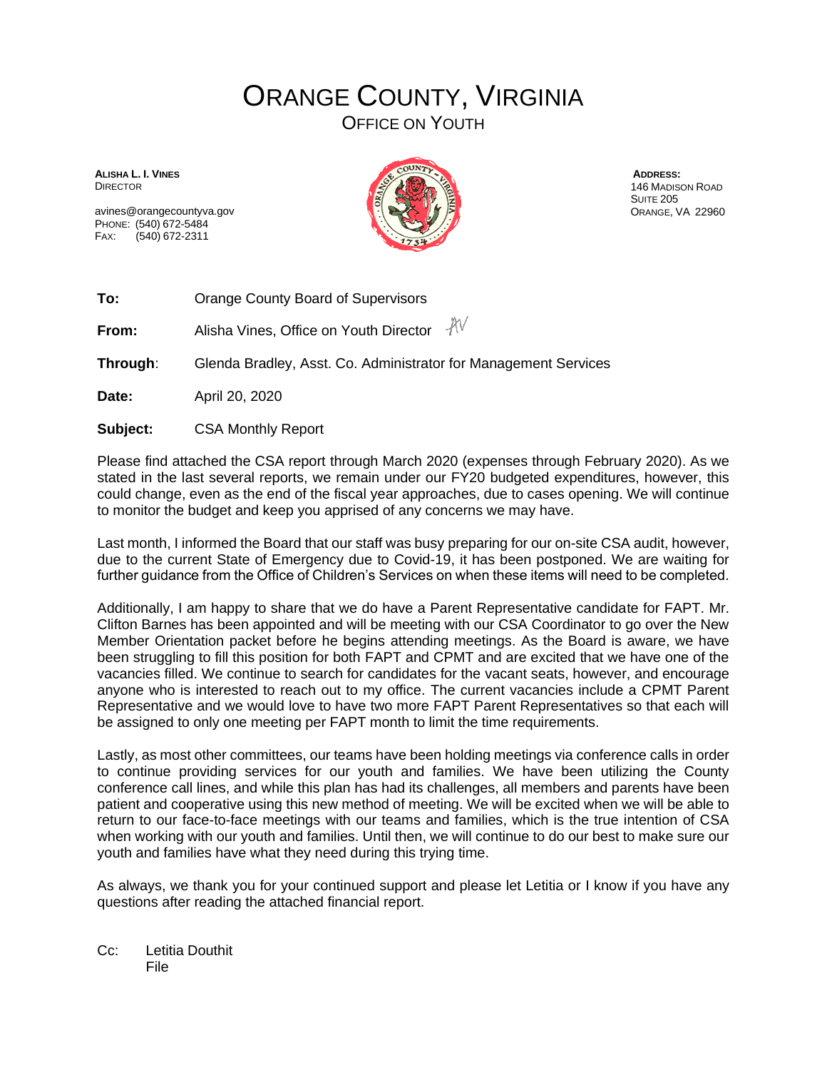# ORANGE COUNTY, VIRGINIA

## OFFICE ON YOUTH

**ALISHA L. I. VINES**
DIRECTOR

avines@orangecountyva.gov
PHONE: (540) 672-5484
FAX: (540) 672-2311

**ADDRESS:**
146 MADISON ROAD
SUITE 205
ORANGE, VA 22960

**To:** Orange County Board of Supervisors

**From:** Alisha Vines, Office on Youth Director AV

**Through**: Glenda Bradley, Asst. Co. Administrator for Management Services

**Date:** April 20, 2020

**Subject:** CSA Monthly Report

Please find attached the CSA report through March 2020 (expenses through February 2020). As we stated in the last several reports, we remain under our FY20 budgeted expenditures, however, this could change, even as the end of the fiscal year approaches, due to cases opening. We will continue to monitor the budget and keep you apprised of any concerns we may have.

Last month, I informed the Board that our staff was busy preparing for our on-site CSA audit, however, due to the current State of Emergency due to Covid-19, it has been postponed. We are waiting for further guidance from the Office of Children's Services on when these items will need to be completed.

Additionally, I am happy to share that we do have a Parent Representative candidate for FAPT. Mr. Clifton Barnes has been appointed and will be meeting with our CSA Coordinator to go over the New Member Orientation packet before he begins attending meetings. As the Board is aware, we have been struggling to fill this position for both FAPT and CPMT and are excited that we have one of the vacancies filled. We continue to search for candidates for the vacant seats, however, and encourage anyone who is interested to reach out to my office. The current vacancies include a CPMT Parent Representative and we would love to have two more FAPT Parent Representatives so that each will be assigned to only one meeting per FAPT month to limit the time requirements.

Lastly, as most other committees, our teams have been holding meetings via conference calls in order to continue providing services for our youth and families. We have been utilizing the County conference call lines, and while this plan has had its challenges, all members and parents have been patient and cooperative using this new method of meeting. We will be excited when we will be able to return to our face-to-face meetings with our teams and families, which is the true intention of CSA when working with our youth and families. Until then, we will continue to do our best to make sure our youth and families have what they need during this trying time.

As always, we thank you for your continued support and please let Letitia or I know if you have any questions after reading the attached financial report.

Cc: Letitia Douthit
File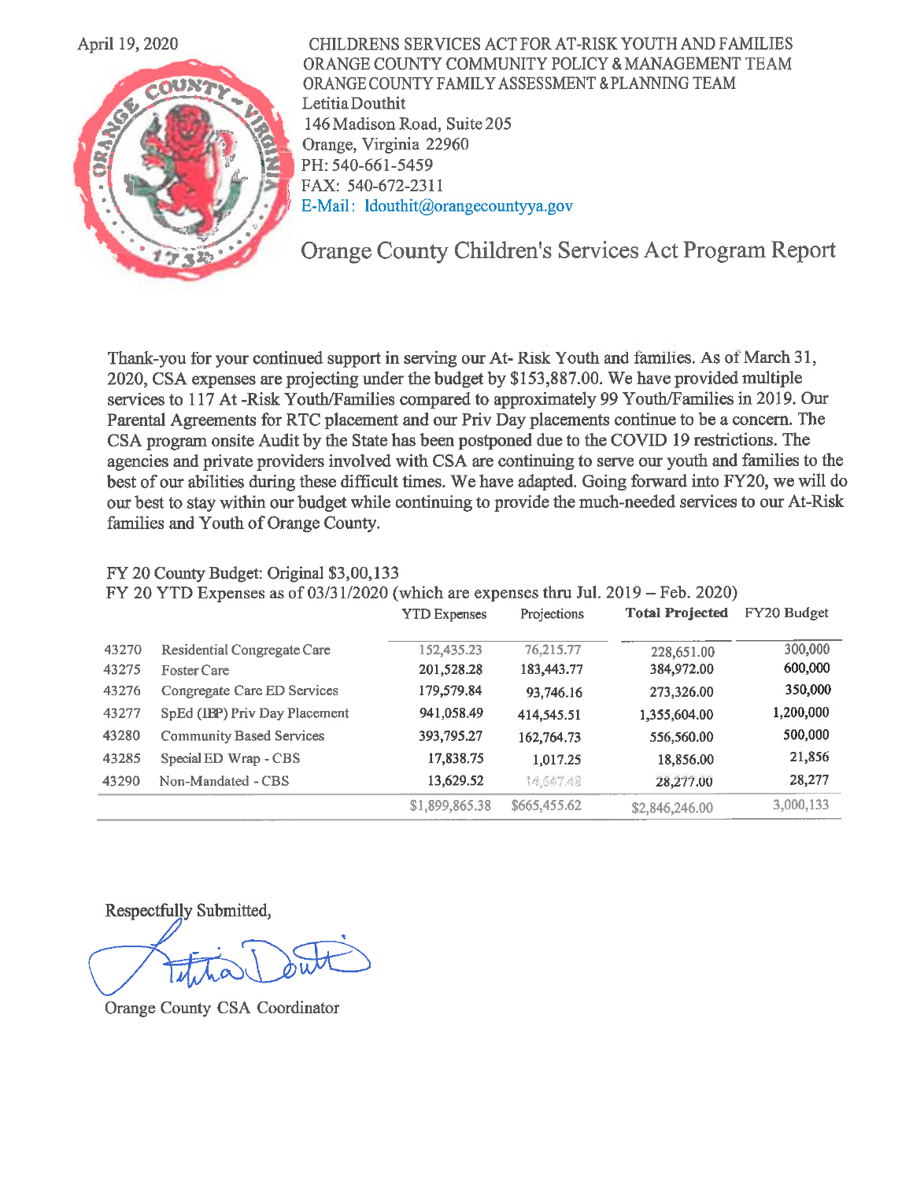April 19, 2020

CHILDRENS SERVICES ACT FOR AT-RISK YOUTH AND FAMILIES
ORANGE COUNTY COMMUNITY POLICY & MANAGEMENT TEAM
ORANGE COUNTY FAMILY ASSESSMENT & PLANNING TEAM
Letitia Douthit
146 Madison Road, Suite 205
Orange, Virginia 22960
PH: 540-661-5459
FAX: 540-672-2311
E-Mail: ldouthit@orangecountyva.gov

# Orange County Children's Services Act Program Report

Thank-you for your continued support in serving our At- Risk Youth and families. As of March 31, 2020, CSA expenses are projecting under the budget by $153,887.00. We have provided multiple services to 117 At -Risk Youth/Families compared to approximately 99 Youth/Families in 2019. Our Parental Agreements for RTC placement and our Priv Day placements continue to be a concern. The CSA program onsite Audit by the State has been postponed due to the COVID 19 restrictions. The agencies and private providers involved with CSA are continuing to serve our youth and families to the best of our abilities during these difficult times. We have adapted. Going forward into FY20, we will do our best to stay within our budget while continuing to provide the much-needed services to our At-Risk families and Youth of Orange County.

FY 20 County Budget: Original $3,00,133
FY 20 YTD Expenses as of 03/31/2020 (which are expenses thru Jul. 2019 – Feb. 2020)

| | | YTD Expenses | Projections | **Total Projected** | FY20 Budget |
|---|---|---|---|---|---|
| 43270 | Residential Congregate Care | 152,435.23 | 76,215.77 | 228,651.00 | 300,000 |
| 43275 | Foster Care | 201,528.28 | 183,443.77 | 384,972.00 | 600,000 |
| 43276 | Congregate Care ED Services | 179,579.84 | 93,746.16 | 273,326.00 | 350,000 |
| 43277 | SpEd (IEP) Priv Day Placement | 941,058.49 | 414,545.51 | 1,355,604.00 | 1,200,000 |
| 43280 | Community Based Services | 393,795.27 | 162,764.73 | 556,560.00 | 500,000 |
| 43285 | Special ED Wrap - CBS | 17,838.75 | 1,017.25 | 18,856.00 | 21,856 |
| 43290 | Non-Mandated - CBS | 13,629.52 | 14,647.48 | 28,277.00 | 28,277 |
| | | $1,899,865.38 | $665,455.62 | $2,846,246.00 | 3,000,133 |

Respectfully Submitted,

Orange County CSA Coordinator